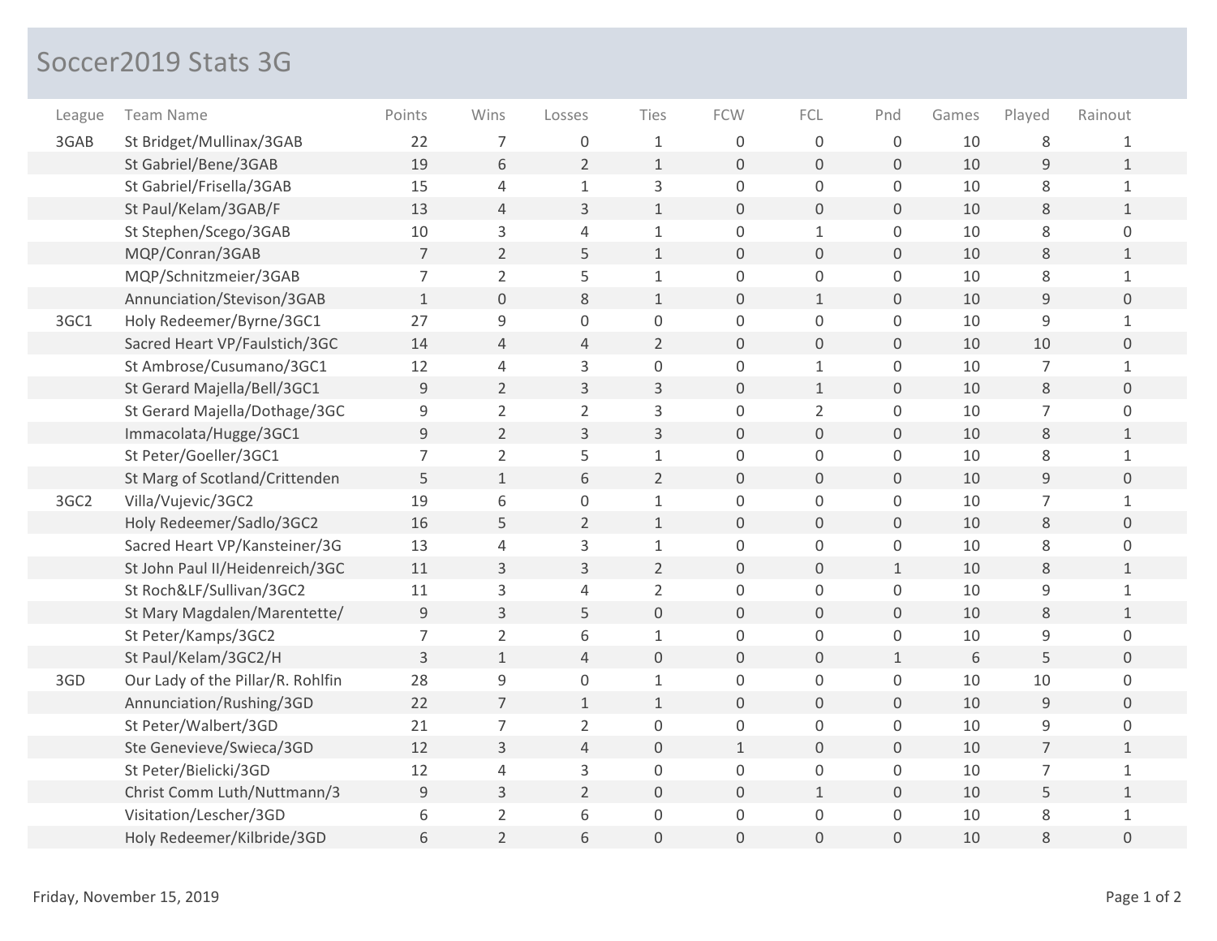# Soccer2019 Stats 3G

| League | Team Name | Points | Wins | Losses | Ties | FCW | FCL | Pnd | Games | Played | Rainout |
|---|---|---|---|---|---|---|---|---|---|---|---|
| 3GAB | St Bridget/Mullinax/3GAB | 22 | 7 | 0 | 1 | 0 | 0 | 0 | 10 | 8 | 1 |
| | St Gabriel/Bene/3GAB | 19 | 6 | 2 | 1 | 0 | 0 | 0 | 10 | 9 | 1 |
| | St Gabriel/Frisella/3GAB | 15 | 4 | 1 | 3 | 0 | 0 | 0 | 10 | 8 | 1 |
| | St Paul/Kelam/3GAB/F | 13 | 4 | 3 | 1 | 0 | 0 | 0 | 10 | 8 | 1 |
| | St Stephen/Scego/3GAB | 10 | 3 | 4 | 1 | 0 | 1 | 0 | 10 | 8 | 0 |
| | MQP/Conran/3GAB | 7 | 2 | 5 | 1 | 0 | 0 | 0 | 10 | 8 | 1 |
| | MQP/Schnitzmeier/3GAB | 7 | 2 | 5 | 1 | 0 | 0 | 0 | 10 | 8 | 1 |
| | Annunciation/Stevison/3GAB | 1 | 0 | 8 | 1 | 0 | 1 | 0 | 10 | 9 | 0 |
| 3GC1 | Holy Redeemer/Byrne/3GC1 | 27 | 9 | 0 | 0 | 0 | 0 | 0 | 10 | 9 | 1 |
| | Sacred Heart VP/Faulstich/3GC | 14 | 4 | 4 | 2 | 0 | 0 | 0 | 10 | 10 | 0 |
| | St Ambrose/Cusumano/3GC1 | 12 | 4 | 3 | 0 | 0 | 1 | 0 | 10 | 7 | 1 |
| | St Gerard Majella/Bell/3GC1 | 9 | 2 | 3 | 3 | 0 | 1 | 0 | 10 | 8 | 0 |
| | St Gerard Majella/Dothage/3GC | 9 | 2 | 2 | 3 | 0 | 2 | 0 | 10 | 7 | 0 |
| | Immacolata/Hugge/3GC1 | 9 | 2 | 3 | 3 | 0 | 0 | 0 | 10 | 8 | 1 |
| | St Peter/Goeller/3GC1 | 7 | 2 | 5 | 1 | 0 | 0 | 0 | 10 | 8 | 1 |
| | St Marg of Scotland/Crittenden | 5 | 1 | 6 | 2 | 0 | 0 | 0 | 10 | 9 | 0 |
| 3GC2 | Villa/Vujevic/3GC2 | 19 | 6 | 0 | 1 | 0 | 0 | 0 | 10 | 7 | 1 |
| | Holy Redeemer/Sadlo/3GC2 | 16 | 5 | 2 | 1 | 0 | 0 | 0 | 10 | 8 | 0 |
| | Sacred Heart VP/Kansteiner/3G | 13 | 4 | 3 | 1 | 0 | 0 | 0 | 10 | 8 | 0 |
| | St John Paul II/Heidenreich/3GC | 11 | 3 | 3 | 2 | 0 | 0 | 1 | 10 | 8 | 1 |
| | St Roch&LF/Sullivan/3GC2 | 11 | 3 | 4 | 2 | 0 | 0 | 0 | 10 | 9 | 1 |
| | St Mary Magdalen/Marentette/ | 9 | 3 | 5 | 0 | 0 | 0 | 0 | 10 | 8 | 1 |
| | St Peter/Kamps/3GC2 | 7 | 2 | 6 | 1 | 0 | 0 | 0 | 10 | 9 | 0 |
| | St Paul/Kelam/3GC2/H | 3 | 1 | 4 | 0 | 0 | 0 | 1 | 6 | 5 | 0 |
| 3GD | Our Lady of the Pillar/R. Rohlfin | 28 | 9 | 0 | 1 | 0 | 0 | 0 | 10 | 10 | 0 |
| | Annunciation/Rushing/3GD | 22 | 7 | 1 | 1 | 0 | 0 | 0 | 10 | 9 | 0 |
| | St Peter/Walbert/3GD | 21 | 7 | 2 | 0 | 0 | 0 | 0 | 10 | 9 | 0 |
| | Ste Genevieve/Swieca/3GD | 12 | 3 | 4 | 0 | 1 | 0 | 0 | 10 | 7 | 1 |
| | St Peter/Bielicki/3GD | 12 | 4 | 3 | 0 | 0 | 0 | 0 | 10 | 7 | 1 |
| | Christ Comm Luth/Nuttmann/3 | 9 | 3 | 2 | 0 | 0 | 1 | 0 | 10 | 5 | 1 |
| | Visitation/Lescher/3GD | 6 | 2 | 6 | 0 | 0 | 0 | 0 | 10 | 8 | 1 |
| | Holy Redeemer/Kilbride/3GD | 6 | 2 | 6 | 0 | 0 | 0 | 0 | 10 | 8 | 0 |

Friday, November 15, 2019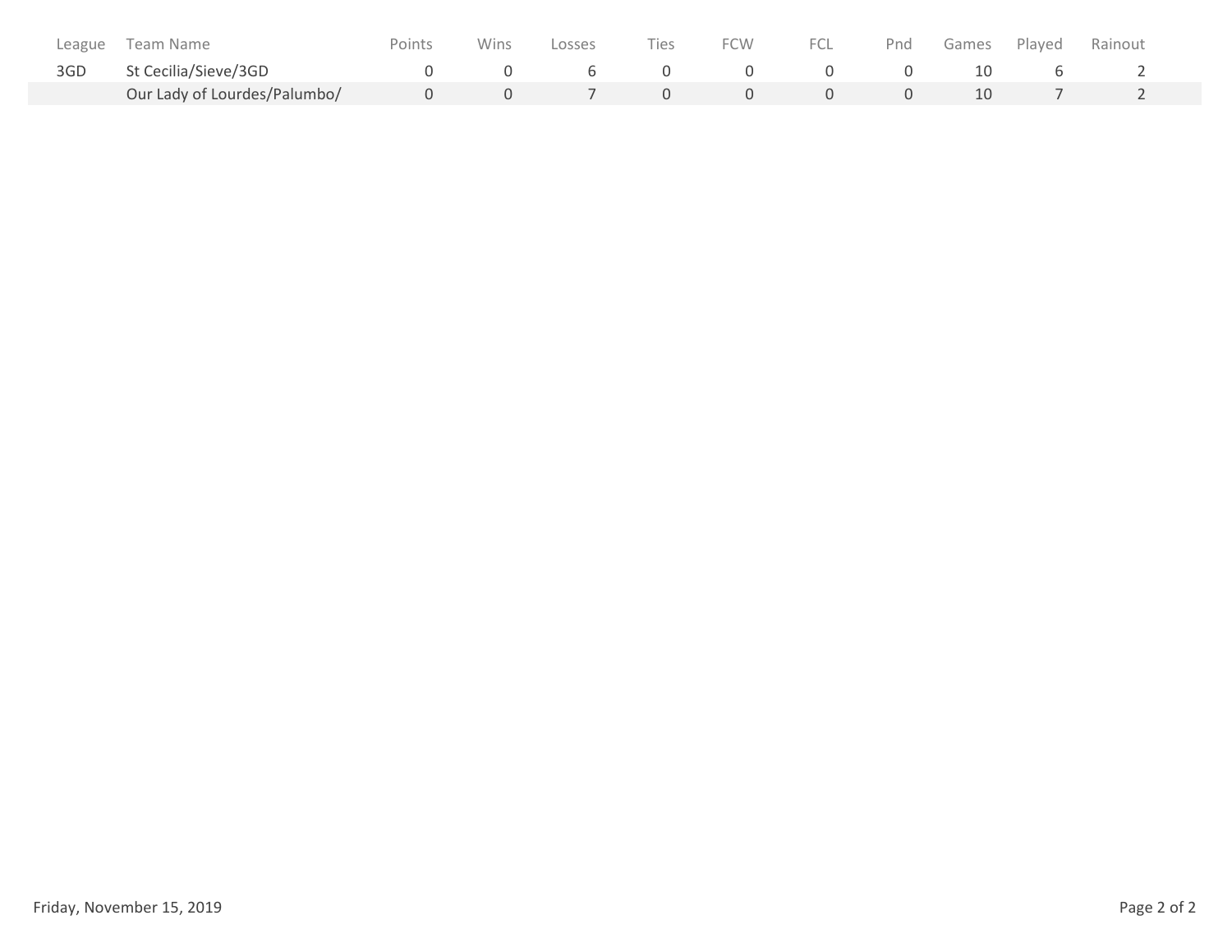| League | Team Name | Points | Wins | Losses | Ties | FCW | FCL | Pnd | Games | Played | Rainout |
|---|---|---|---|---|---|---|---|---|---|---|---|
| 3GD | St Cecilia/Sieve/3GD | 0 | 0 | 6 | 0 | 0 | 0 | 0 | 10 | 6 | 2 |
| | Our Lady of Lourdes/Palumbo/ | 0 | 0 | 7 | 0 | 0 | 0 | 0 | 10 | 7 | 2 |

Friday, November 15, 2019